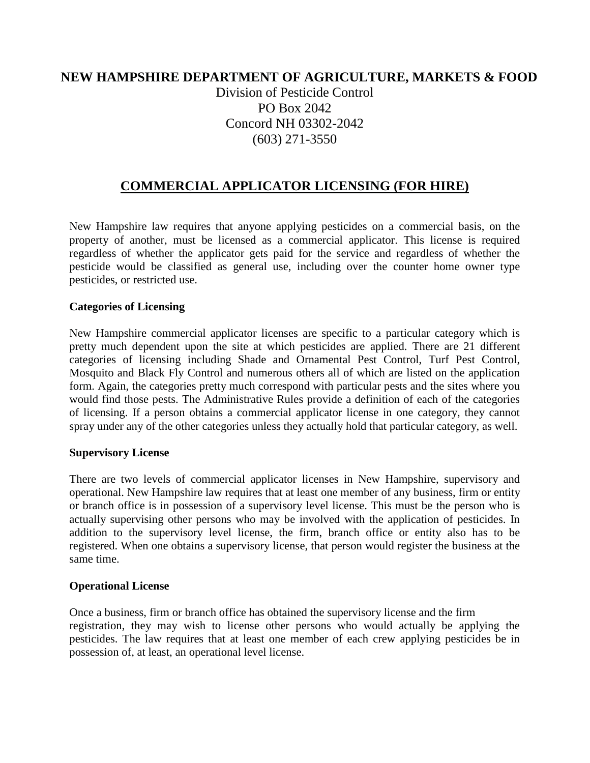**NEW HAMPSHIRE DEPARTMENT OF AGRICULTURE, MARKETS & FOOD**

Division of Pesticide Control
PO Box 2042
Concord NH 03302-2042
(603) 271-3550

# COMMERCIAL APPLICATOR LICENSING (FOR HIRE)

New Hampshire law requires that anyone applying pesticides on a commercial basis, on the property of another, must be licensed as a commercial applicator. This license is required regardless of whether the applicator gets paid for the service and regardless of whether the pesticide would be classified as general use, including over the counter home owner type pesticides, or restricted use.

**Categories of Licensing**

New Hampshire commercial applicator licenses are specific to a particular category which is pretty much dependent upon the site at which pesticides are applied. There are 21 different categories of licensing including Shade and Ornamental Pest Control, Turf Pest Control, Mosquito and Black Fly Control and numerous others all of which are listed on the application form. Again, the categories pretty much correspond with particular pests and the sites where you would find those pests. The Administrative Rules provide a definition of each of the categories of licensing. If a person obtains a commercial applicator license in one category, they cannot spray under any of the other categories unless they actually hold that particular category, as well.

**Supervisory License**

There are two levels of commercial applicator licenses in New Hampshire, supervisory and operational. New Hampshire law requires that at least one member of any business, firm or entity or branch office is in possession of a supervisory level license. This must be the person who is actually supervising other persons who may be involved with the application of pesticides. In addition to the supervisory level license, the firm, branch office or entity also has to be registered. When one obtains a supervisory license, that person would register the business at the same time.

**Operational License**

Once a business, firm or branch office has obtained the supervisory license and the firm registration, they may wish to license other persons who would actually be applying the pesticides. The law requires that at least one member of each crew applying pesticides be in possession of, at least, an operational level license.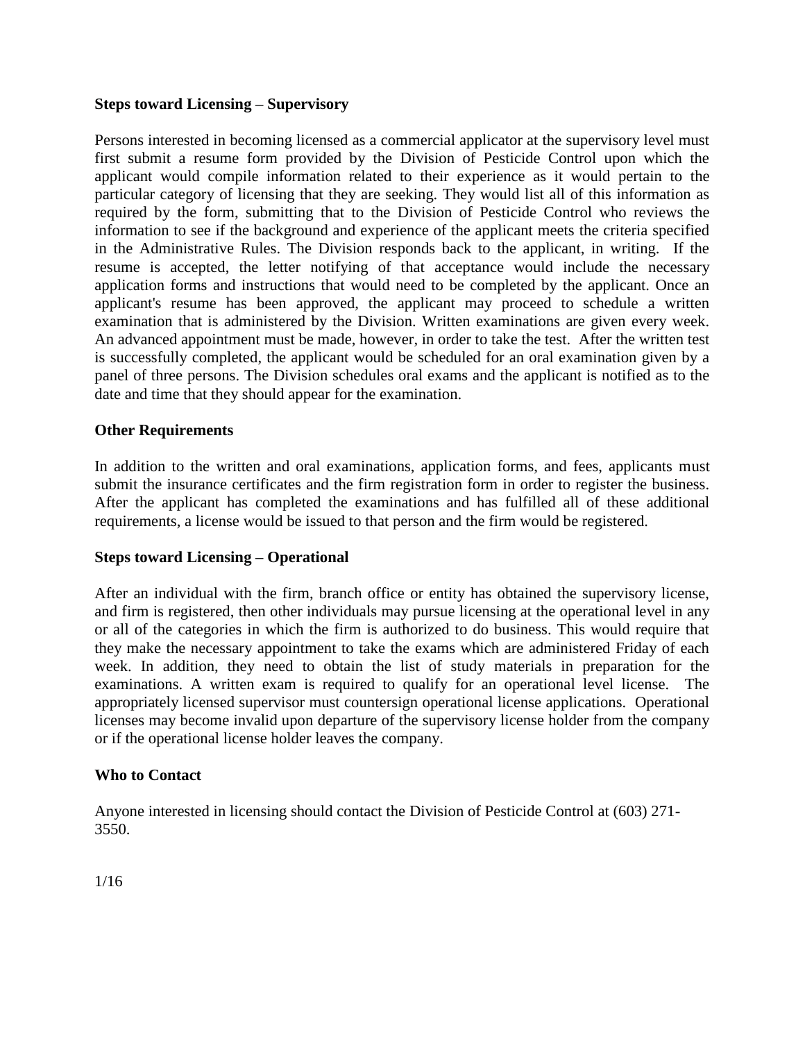**Steps toward Licensing – Supervisory**

Persons interested in becoming licensed as a commercial applicator at the supervisory level must first submit a resume form provided by the Division of Pesticide Control upon which the applicant would compile information related to their experience as it would pertain to the particular category of licensing that they are seeking. They would list all of this information as required by the form, submitting that to the Division of Pesticide Control who reviews the information to see if the background and experience of the applicant meets the criteria specified in the Administrative Rules. The Division responds back to the applicant, in writing. If the resume is accepted, the letter notifying of that acceptance would include the necessary application forms and instructions that would need to be completed by the applicant. Once an applicant's resume has been approved, the applicant may proceed to schedule a written examination that is administered by the Division. Written examinations are given every week. An advanced appointment must be made, however, in order to take the test. After the written test is successfully completed, the applicant would be scheduled for an oral examination given by a panel of three persons. The Division schedules oral exams and the applicant is notified as to the date and time that they should appear for the examination.

**Other Requirements**

In addition to the written and oral examinations, application forms, and fees, applicants must submit the insurance certificates and the firm registration form in order to register the business. After the applicant has completed the examinations and has fulfilled all of these additional requirements, a license would be issued to that person and the firm would be registered.

**Steps toward Licensing – Operational**

After an individual with the firm, branch office or entity has obtained the supervisory license, and firm is registered, then other individuals may pursue licensing at the operational level in any or all of the categories in which the firm is authorized to do business. This would require that they make the necessary appointment to take the exams which are administered Friday of each week. In addition, they need to obtain the list of study materials in preparation for the examinations. A written exam is required to qualify for an operational level license. The appropriately licensed supervisor must countersign operational license applications. Operational licenses may become invalid upon departure of the supervisory license holder from the company or if the operational license holder leaves the company.

**Who to Contact**

Anyone interested in licensing should contact the Division of Pesticide Control at (603) 271-3550.

1/16